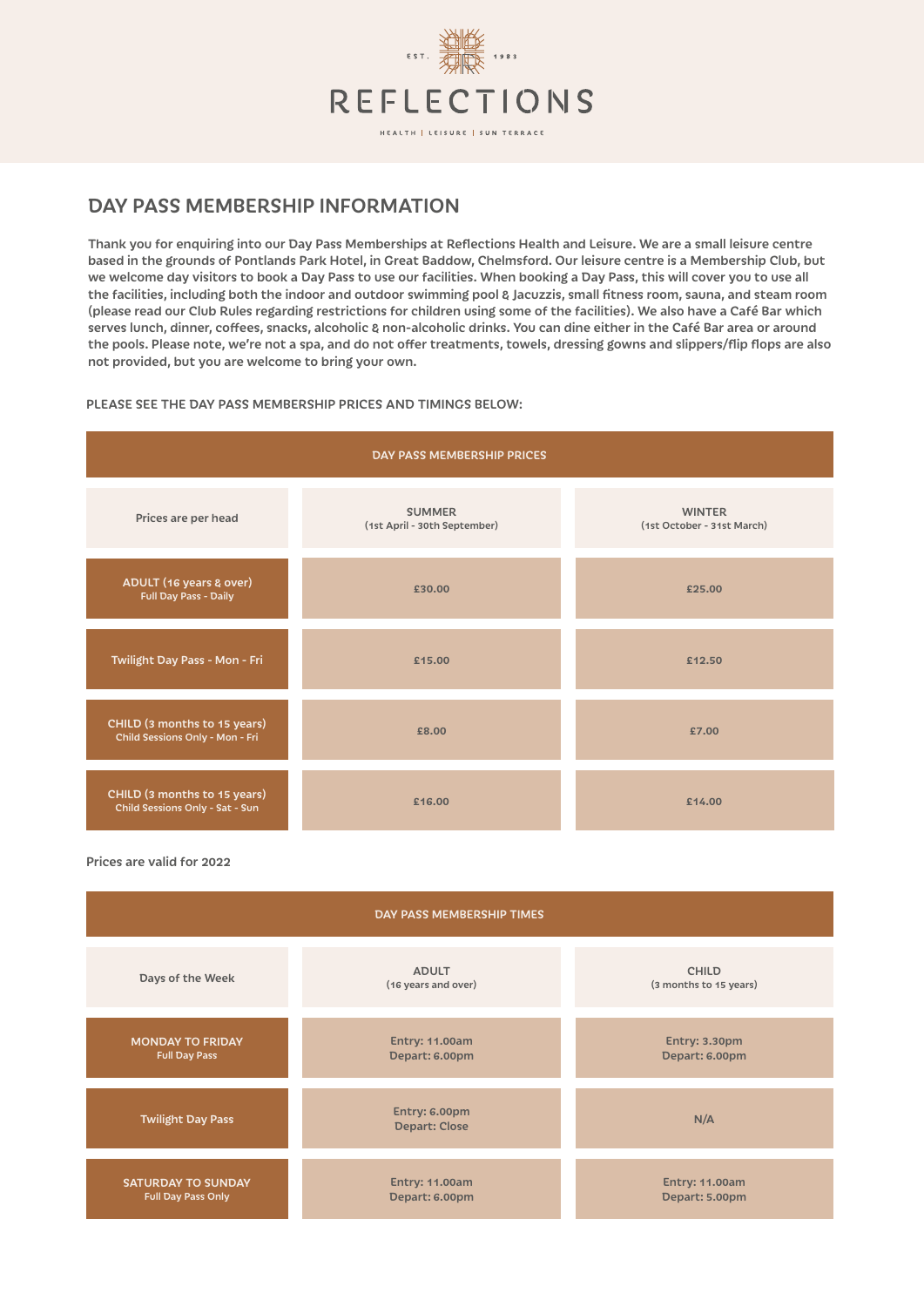EST. 1983

# REFLECTIONS

HEALTH | LEISURE | SUN TERRACE

## DAY PASS MEMBERSHIP INFORMATION

Thank you for enquiring into our Day Pass Memberships at Reflections Health and Leisure. We are a small leisure centre based in the grounds of Pontlands Park Hotel, in Great Baddow, Chelmsford. Our leisure centre is a Membership Club, but we welcome day visitors to book a Day Pass to use our facilities. When booking a Day Pass, this will cover you to use all the facilities, including both the indoor and outdoor swimming pool & Jacuzzis, small fitness room, sauna, and steam room (please read our Club Rules regarding restrictions for children using some of the facilities). We also have a Café Bar which serves lunch, dinner, coffees, snacks, alcoholic & non-alcoholic drinks. You can dine either in the Café Bar area or around the pools. Please note, we're not a spa, and do not offer treatments, towels, dressing gowns and slippers/flip flops are also not provided, but you are welcome to bring your own.

PLEASE SEE THE DAY PASS MEMBERSHIP PRICES AND TIMINGS BELOW:

| DAY PASS MEMBERSHIP PRICES | | |
|---|---|---|
| Prices are per head | SUMMER (1st April - 30th September) | WINTER (1st October - 31st March) |
| ADULT (16 years & over) Full Day Pass - Daily | £30.00 | £25.00 |
| Twilight Day Pass - Mon - Fri | £15.00 | £12.50 |
| CHILD (3 months to 15 years) Child Sessions Only - Mon - Fri | £8.00 | £7.00 |
| CHILD (3 months to 15 years) Child Sessions Only - Sat - Sun | £16.00 | £14.00 |

Prices are valid for 2022

| DAY PASS MEMBERSHIP TIMES | | |
|---|---|---|
| Days of the Week | ADULT (16 years and over) | CHILD (3 months to 15 years) |
| MONDAY TO FRIDAY Full Day Pass | Entry: 11.00am Depart: 6.00pm | Entry: 3.30pm Depart: 6.00pm |
| Twilight Day Pass | Entry: 6.00pm Depart: Close | N/A |
| SATURDAY TO SUNDAY Full Day Pass Only | Entry: 11.00am Depart: 6.00pm | Entry: 11.00am Depart: 5.00pm |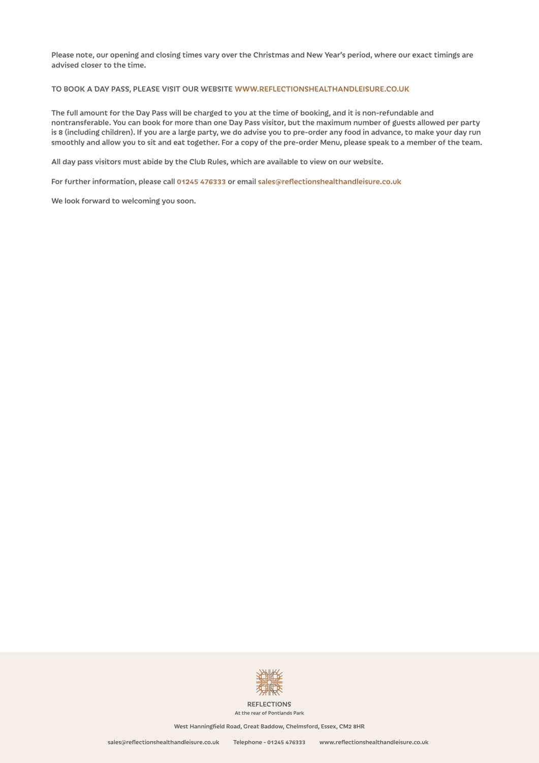**Please note, our opening and closing times vary over the Christmas and New Year's period, where our exact timings are advised closer to the time.**

**TO BOOK A DAY PASS, PLEASE VISIT OUR WEBSITE WWW.REFLECTIONSHEALTHANDLEISURE.CO.UK**

**The full amount for the Day Pass will be charged to you at the time of booking, and it is non-refundable and nontransferable. You can book for more than one Day Pass visitor, but the maximum number of guests allowed per party is 8 (including children). If you are a large party, we do advise you to pre-order any food in advance, to make your day run smoothly and allow you to sit and eat together. For a copy of the pre-order Menu, please speak to a member of the team.**

**All day pass visitors must abide by the Club Rules, which are available to view on our website.**

**For further information, please call 01245 476333 or email sales@reflectionshealthandleisure.co.uk**

**We look forward to welcoming you soon.**

REFLECTIONS

At the rear of Pontlands Park

West Hanningfield Road, Great Baddow, Chelmsford, Essex, CM2 8HR

sales@reflectionshealthandleisure.co.uk Telephone - 01245 476333 www.reflectionshealthandleisure.co.uk